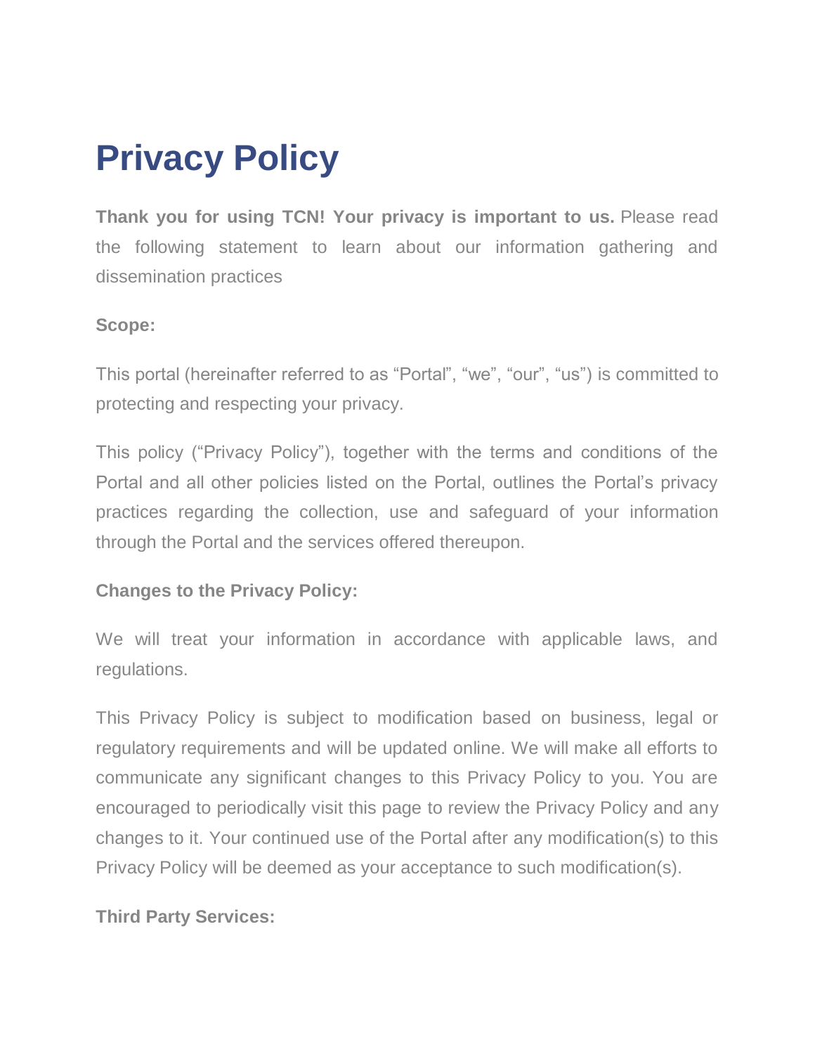# Privacy Policy

**Thank you for using TCN! Your privacy is important to us.** Please read the following statement to learn about our information gathering and dissemination practices

**Scope:**

This portal (hereinafter referred to as "Portal", "we", "our", "us") is committed to protecting and respecting your privacy.

This policy ("Privacy Policy"), together with the terms and conditions of the Portal and all other policies listed on the Portal, outlines the Portal's privacy practices regarding the collection, use and safeguard of your information through the Portal and the services offered thereupon.

**Changes to the Privacy Policy:**

We will treat your information in accordance with applicable laws, and regulations.

This Privacy Policy is subject to modification based on business, legal or regulatory requirements and will be updated online. We will make all efforts to communicate any significant changes to this Privacy Policy to you. You are encouraged to periodically visit this page to review the Privacy Policy and any changes to it. Your continued use of the Portal after any modification(s) to this Privacy Policy will be deemed as your acceptance to such modification(s).

**Third Party Services:**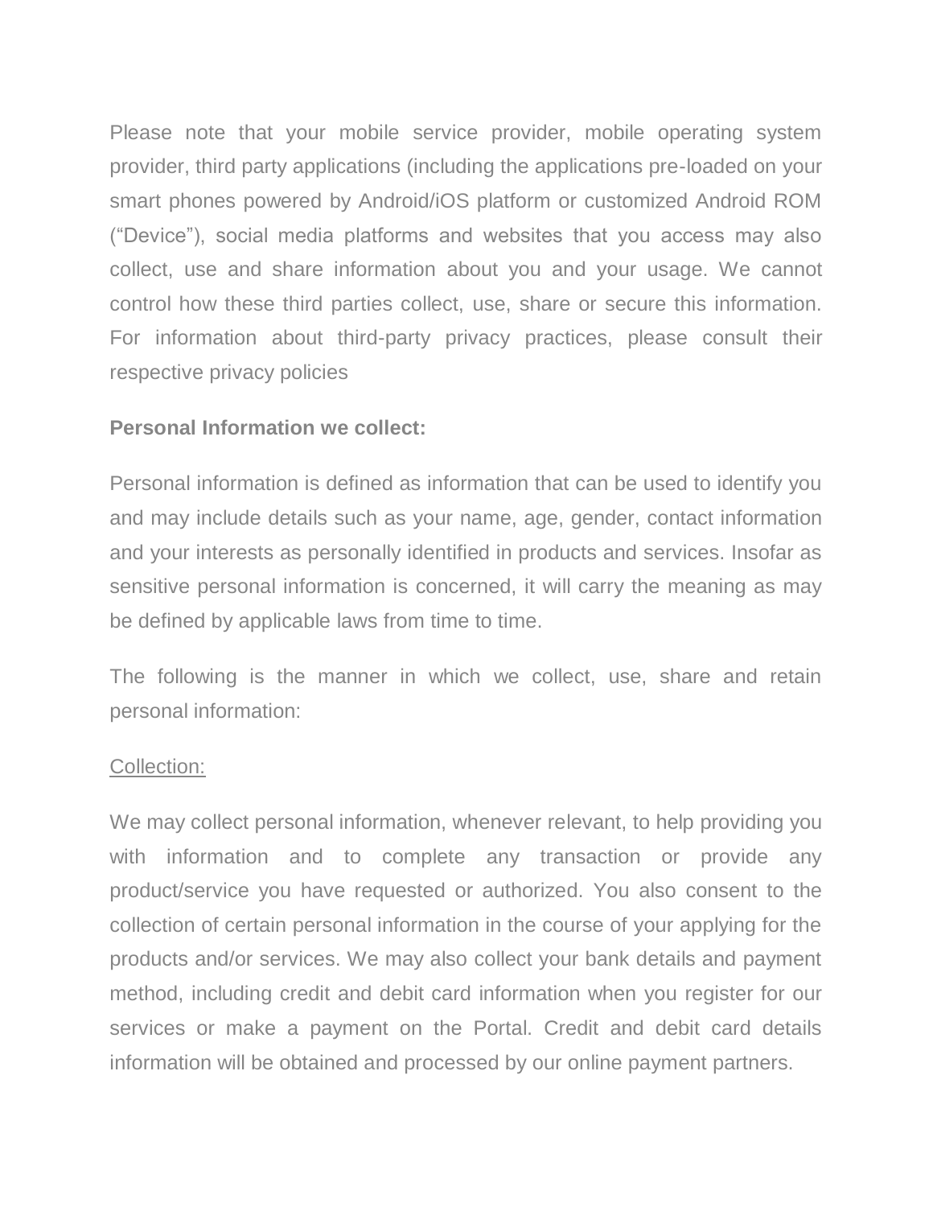Please note that your mobile service provider, mobile operating system provider, third party applications (including the applications pre-loaded on your smart phones powered by Android/iOS platform or customized Android ROM ("Device"), social media platforms and websites that you access may also collect, use and share information about you and your usage. We cannot control how these third parties collect, use, share or secure this information. For information about third-party privacy practices, please consult their respective privacy policies

**Personal Information we collect:**

Personal information is defined as information that can be used to identify you and may include details such as your name, age, gender, contact information and your interests as personally identified in products and services. Insofar as sensitive personal information is concerned, it will carry the meaning as may be defined by applicable laws from time to time.

The following is the manner in which we collect, use, share and retain personal information:

<u>Collection:</u>

We may collect personal information, whenever relevant, to help providing you with information and to complete any transaction or provide any product/service you have requested or authorized. You also consent to the collection of certain personal information in the course of your applying for the products and/or services. We may also collect your bank details and payment method, including credit and debit card information when you register for our services or make a payment on the Portal. Credit and debit card details information will be obtained and processed by our online payment partners.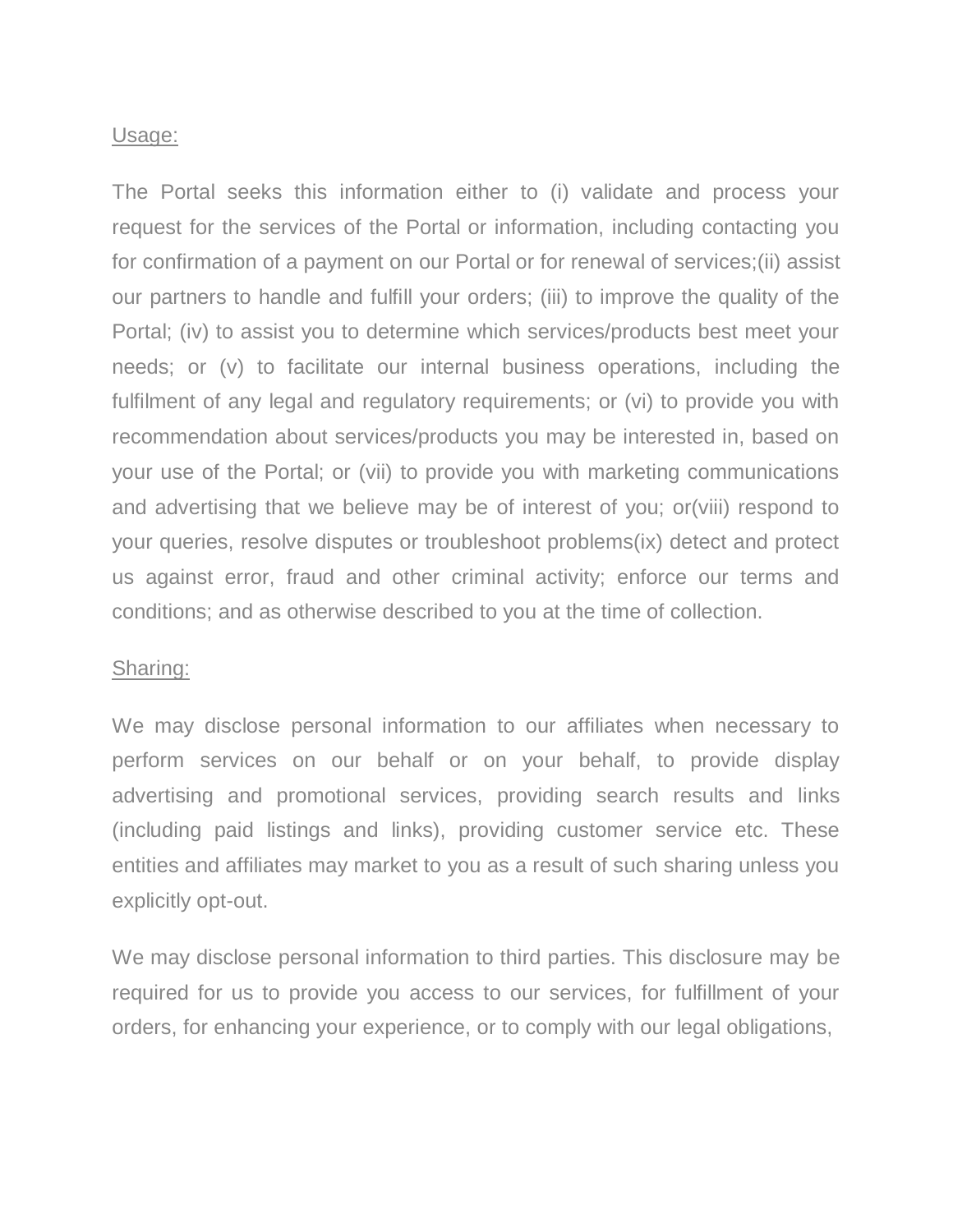<u>Usage:</u>

The Portal seeks this information either to (i) validate and process your request for the services of the Portal or information, including contacting you for confirmation of a payment on our Portal or for renewal of services;(ii) assist our partners to handle and fulfill your orders; (iii) to improve the quality of the Portal; (iv) to assist you to determine which services/products best meet your needs; or (v) to facilitate our internal business operations, including the fulfilment of any legal and regulatory requirements; or (vi) to provide you with recommendation about services/products you may be interested in, based on your use of the Portal; or (vii) to provide you with marketing communications and advertising that we believe may be of interest of you; or(viii) respond to your queries, resolve disputes or troubleshoot problems(ix) detect and protect us against error, fraud and other criminal activity; enforce our terms and conditions; and as otherwise described to you at the time of collection.

<u>Sharing:</u>

We may disclose personal information to our affiliates when necessary to perform services on our behalf or on your behalf, to provide display advertising and promotional services, providing search results and links (including paid listings and links), providing customer service etc. These entities and affiliates may market to you as a result of such sharing unless you explicitly opt-out.

We may disclose personal information to third parties. This disclosure may be required for us to provide you access to our services, for fulfillment of your orders, for enhancing your experience, or to comply with our legal obligations,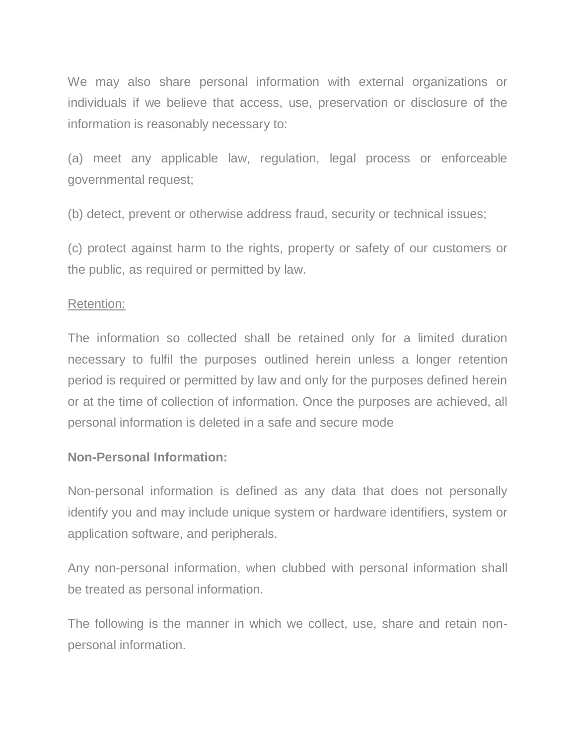We may also share personal information with external organizations or individuals if we believe that access, use, preservation or disclosure of the information is reasonably necessary to:

(a) meet any applicable law, regulation, legal process or enforceable governmental request;

(b) detect, prevent or otherwise address fraud, security or technical issues;

(c) protect against harm to the rights, property or safety of our customers or the public, as required or permitted by law.

<u>Retention:</u>

The information so collected shall be retained only for a limited duration necessary to fulfil the purposes outlined herein unless a longer retention period is required or permitted by law and only for the purposes defined herein or at the time of collection of information. Once the purposes are achieved, all personal information is deleted in a safe and secure mode

**Non-Personal Information:**

Non-personal information is defined as any data that does not personally identify you and may include unique system or hardware identifiers, system or application software, and peripherals.

Any non-personal information, when clubbed with personal information shall be treated as personal information.

The following is the manner in which we collect, use, share and retain non-personal information.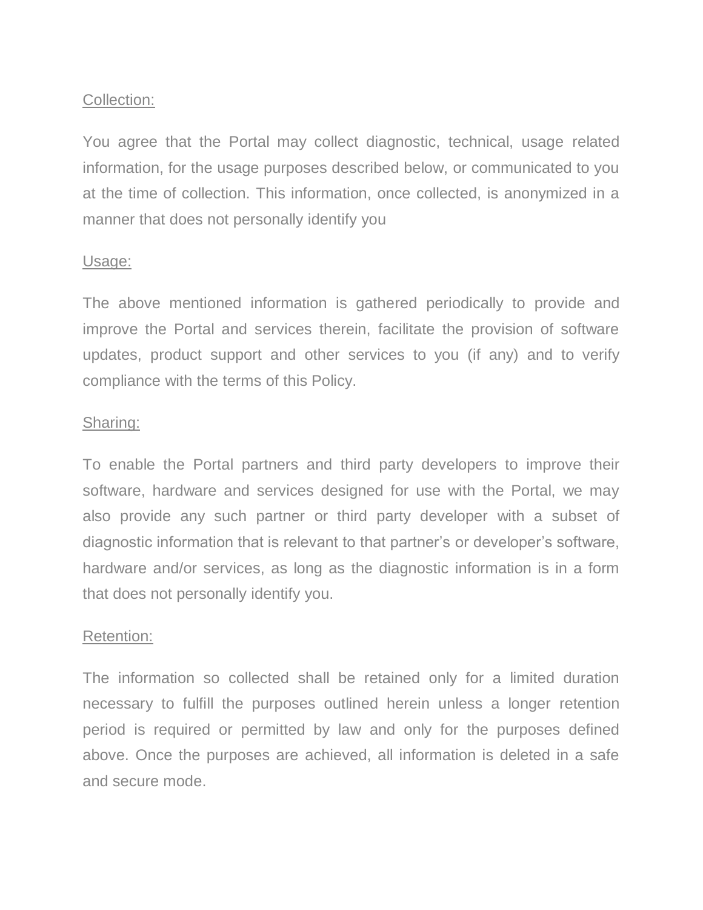Collection:

You agree that the Portal may collect diagnostic, technical, usage related information, for the usage purposes described below, or communicated to you at the time of collection. This information, once collected, is anonymized in a manner that does not personally identify you

Usage:

The above mentioned information is gathered periodically to provide and improve the Portal and services therein, facilitate the provision of software updates, product support and other services to you (if any) and to verify compliance with the terms of this Policy.

Sharing:

To enable the Portal partners and third party developers to improve their software, hardware and services designed for use with the Portal, we may also provide any such partner or third party developer with a subset of diagnostic information that is relevant to that partner's or developer's software, hardware and/or services, as long as the diagnostic information is in a form that does not personally identify you.

Retention:

The information so collected shall be retained only for a limited duration necessary to fulfill the purposes outlined herein unless a longer retention period is required or permitted by law and only for the purposes defined above. Once the purposes are achieved, all information is deleted in a safe and secure mode.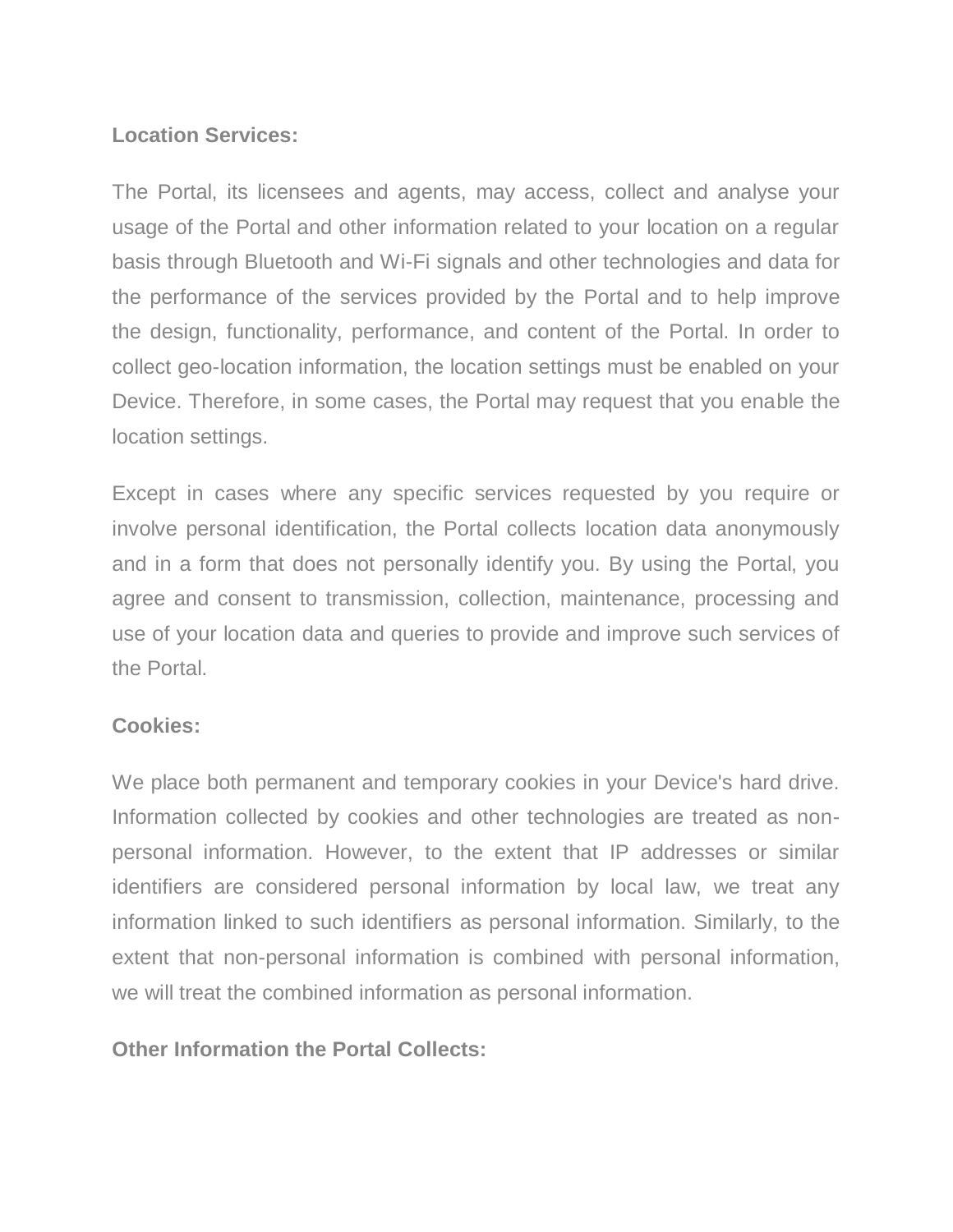**Location Services:**

The Portal, its licensees and agents, may access, collect and analyse your usage of the Portal and other information related to your location on a regular basis through Bluetooth and Wi-Fi signals and other technologies and data for the performance of the services provided by the Portal and to help improve the design, functionality, performance, and content of the Portal. In order to collect geo-location information, the location settings must be enabled on your Device. Therefore, in some cases, the Portal may request that you enable the location settings.

Except in cases where any specific services requested by you require or involve personal identification, the Portal collects location data anonymously and in a form that does not personally identify you. By using the Portal, you agree and consent to transmission, collection, maintenance, processing and use of your location data and queries to provide and improve such services of the Portal.

**Cookies:**

We place both permanent and temporary cookies in your Device's hard drive. Information collected by cookies and other technologies are treated as non-personal information. However, to the extent that IP addresses or similar identifiers are considered personal information by local law, we treat any information linked to such identifiers as personal information. Similarly, to the extent that non-personal information is combined with personal information, we will treat the combined information as personal information.

**Other Information the Portal Collects:**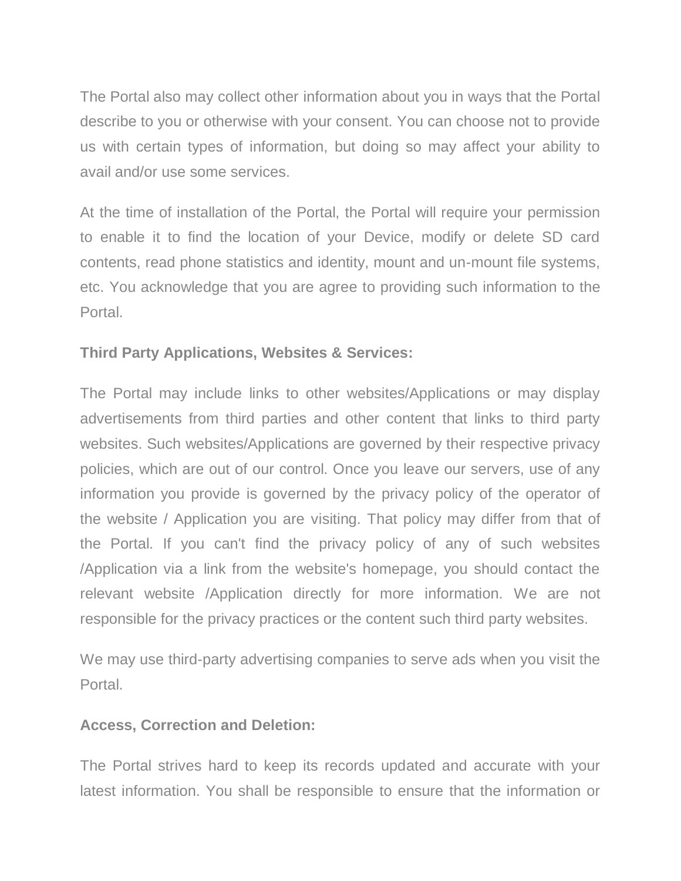The Portal also may collect other information about you in ways that the Portal describe to you or otherwise with your consent. You can choose not to provide us with certain types of information, but doing so may affect your ability to avail and/or use some services.

At the time of installation of the Portal, the Portal will require your permission to enable it to find the location of your Device, modify or delete SD card contents, read phone statistics and identity, mount and un-mount file systems, etc. You acknowledge that you are agree to providing such information to the Portal.

**Third Party Applications, Websites & Services:**

The Portal may include links to other websites/Applications or may display advertisements from third parties and other content that links to third party websites. Such websites/Applications are governed by their respective privacy policies, which are out of our control. Once you leave our servers, use of any information you provide is governed by the privacy policy of the operator of the website / Application you are visiting. That policy may differ from that of the Portal. If you can't find the privacy policy of any of such websites /Application via a link from the website's homepage, you should contact the relevant website /Application directly for more information. We are not responsible for the privacy practices or the content such third party websites.

We may use third-party advertising companies to serve ads when you visit the Portal.

**Access, Correction and Deletion:**

The Portal strives hard to keep its records updated and accurate with your latest information. You shall be responsible to ensure that the information or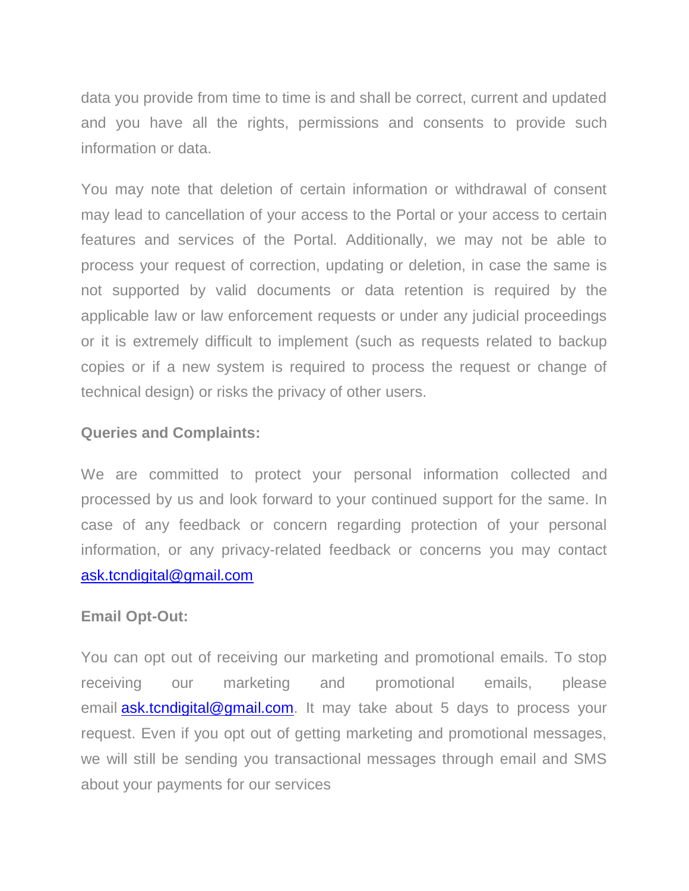data you provide from time to time is and shall be correct, current and updated and you have all the rights, permissions and consents to provide such information or data.

You may note that deletion of certain information or withdrawal of consent may lead to cancellation of your access to the Portal or your access to certain features and services of the Portal. Additionally, we may not be able to process your request of correction, updating or deletion, in case the same is not supported by valid documents or data retention is required by the applicable law or law enforcement requests or under any judicial proceedings or it is extremely difficult to implement (such as requests related to backup copies or if a new system is required to process the request or change of technical design) or risks the privacy of other users.

**Queries and Complaints:**

We are committed to protect your personal information collected and processed by us and look forward to your continued support for the same. In case of any feedback or concern regarding protection of your personal information, or any privacy-related feedback or concerns you may contact [ask.tcndigital@gmail.com](mailto:ask.tcndigital@gmail.com)

**Email Opt-Out:**

You can opt out of receiving our marketing and promotional emails. To stop receiving our marketing and promotional emails, please email [ask.tcndigital@gmail.com](mailto:ask.tcndigital@gmail.com). It may take about 5 days to process your request. Even if you opt out of getting marketing and promotional messages, we will still be sending you transactional messages through email and SMS about your payments for our services